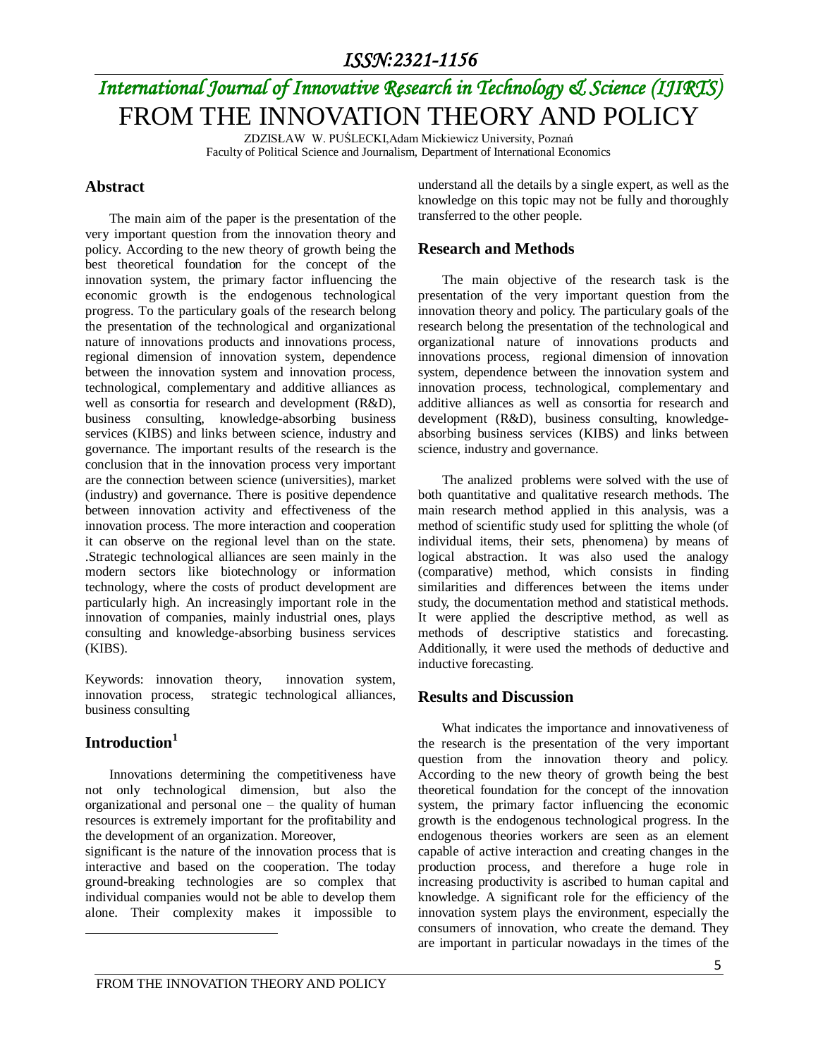# FROM THE INNOVATION THEORY AND POLICY

ZDZISŁAW W. PUŚLECKI, Adam Mickiewicz University, Poznań
Faculty of Political Science and Journalism, Department of International Economics

## Abstract

The main aim of the paper is the presentation of the very important question from the innovation theory and policy. According to the new theory of growth being the best theoretical foundation for the concept of the innovation system, the primary factor influencing the economic growth is the endogenous technological progress. To the particular goals of the research belong the presentation of the technological and organizational nature of innovations products and innovations process, regional dimension of innovation system, dependence between the innovation system and innovation process, technological, complementary and additive alliances as well as consortia for research and development (R&D), business consulting, knowledge-absorbing business services (KIBS) and links between science, industry and governance. The important results of the research is the conclusion that in the innovation process very important are the connection between science (universities), market (industry) and governance. There is positive dependence between innovation activity and effectiveness of the innovation process. The more interaction and cooperation it can observe on the regional level than on the state. .Strategic technological alliances are seen mainly in the modern sectors like biotechnology or information technology, where the costs of product development are particularly high. An increasingly important role in the innovation of companies, mainly industrial ones, plays consulting and knowledge-absorbing business services (KIBS).

Keywords: innovation theory, innovation system, innovation process, strategic technological alliances, business consulting

## Introduction[1]

Innovations determining the competitiveness have not only technological dimension, but also the organizational and personal one – the quality of human resources is extremely important for the profitability and the development of an organization. Moreover, significant is the nature of the innovation process that is interactive and based on the cooperation. The today ground-breaking technologies are so complex that individual companies would not be able to develop them alone. Their complexity makes it impossible to understand all the details by a single expert, as well as the knowledge on this topic may not be fully and thoroughly transferred to the other people.

## Research and Methods

The main objective of the research task is the presentation of the very important question from the innovation theory and policy. The particulary goals of the research belong the presentation of the technological and organizational nature of innovations products and innovations process, regional dimension of innovation system, dependence between the innovation system and innovation process, technological, complementary and additive alliances as well as consortia for research and development (R&D), business consulting, knowledge-absorbing business services (KIBS) and links between science, industry and governance.

The analized problems were solved with the use of both quantitative and qualitative research methods. The main research method applied in this analysis, was a method of scientific study used for splitting the whole (of individual items, their sets, phenomena) by means of logical abstraction. It was also used the analogy (comparative) method, which consists in finding similarities and differences between the items under study, the documentation method and statistical methods. It were applied the descriptive method, as well as methods of descriptive statistics and forecasting. Additionally, it were used the methods of deductive and inductive forecasting.

## Results and Discussion

What indicates the importance and innovativeness of the research is the presentation of the very important question from the innovation theory and policy. According to the new theory of growth being the best theoretical foundation for the concept of the innovation system, the primary factor influencing the economic growth is the endogenous technological progress. In the endogenous theories workers are seen as an element capable of active interaction and creating changes in the production process, and therefore a huge role in increasing productivity is ascribed to human capital and knowledge. A significant role for the efficiency of the innovation system plays the environment, especially the consumers of innovation, who create the demand. They are important in particular nowadays in the times of the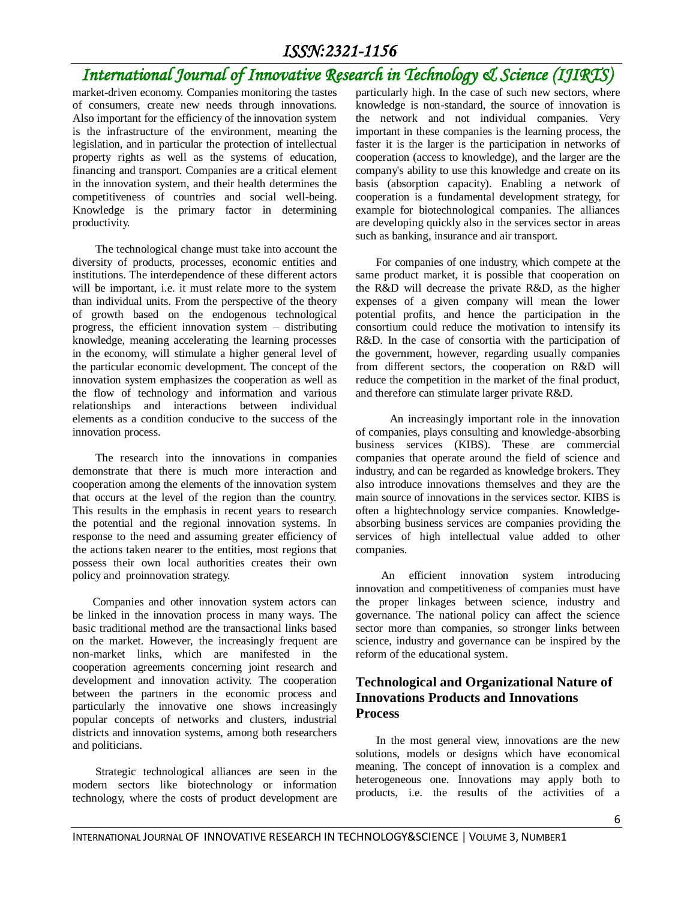market-driven economy. Companies monitoring the tastes of consumers, create new needs through innovations. Also important for the efficiency of the innovation system is the infrastructure of the environment, meaning the legislation, and in particular the protection of intellectual property rights as well as the systems of education, financing and transport. Companies are a critical element in the innovation system, and their health determines the competitiveness of countries and social well-being. Knowledge is the primary factor in determining productivity.

The technological change must take into account the diversity of products, processes, economic entities and institutions. The interdependence of these different actors will be important, i.e. it must relate more to the system than individual units. From the perspective of the theory of growth based on the endogenous technological progress, the efficient innovation system – distributing knowledge, meaning accelerating the learning processes in the economy, will stimulate a higher general level of the particular economic development. The concept of the innovation system emphasizes the cooperation as well as the flow of technology and information and various relationships and interactions between individual elements as a condition conducive to the success of the innovation process.

The research into the innovations in companies demonstrate that there is much more interaction and cooperation among the elements of the innovation system that occurs at the level of the region than the country. This results in the emphasis in recent years to research the potential and the regional innovation systems. In response to the need and assuming greater efficiency of the actions taken nearer to the entities, most regions that possess their own local authorities creates their own policy and proinnovation strategy.

Companies and other innovation system actors can be linked in the innovation process in many ways. The basic traditional method are the transactional links based on the market. However, the increasingly frequent are non-market links, which are manifested in the cooperation agreements concerning joint research and development and innovation activity. The cooperation between the partners in the economic process and particularly the innovative one shows increasingly popular concepts of networks and clusters, industrial districts and innovation systems, among both researchers and politicians.

Strategic technological alliances are seen in the modern sectors like biotechnology or information technology, where the costs of product development are particularly high. In the case of such new sectors, where knowledge is non-standard, the source of innovation is the network and not individual companies. Very important in these companies is the learning process, the faster it is the larger is the participation in networks of cooperation (access to knowledge), and the larger are the company's ability to use this knowledge and create on its basis (absorption capacity). Enabling a network of cooperation is a fundamental development strategy, for example for biotechnological companies. The alliances are developing quickly also in the services sector in areas such as banking, insurance and air transport.

For companies of one industry, which compete at the same product market, it is possible that cooperation on the R&D will decrease the private R&D, as the higher expenses of a given company will mean the lower potential profits, and hence the participation in the consortium could reduce the motivation to intensify its R&D. In the case of consortia with the participation of the government, however, regarding usually companies from different sectors, the cooperation on R&D will reduce the competition in the market of the final product, and therefore can stimulate larger private R&D.

An increasingly important role in the innovation of companies, plays consulting and knowledge-absorbing business services (KIBS). These are commercial companies that operate around the field of science and industry, and can be regarded as knowledge brokers. They also introduce innovations themselves and they are the main source of innovations in the services sector. KIBS is often a hightechnology service companies. Knowledge-absorbing business services are companies providing the services of high intellectual value added to other companies.

An efficient innovation system introducing innovation and competitiveness of companies must have the proper linkages between science, industry and governance. The national policy can affect the science sector more than companies, so stronger links between science, industry and governance can be inspired by the reform of the educational system.

## Technological and Organizational Nature of Innovations Products and Innovations Process

In the most general view, innovations are the new solutions, models or designs which have economical meaning. The concept of innovation is a complex and heterogeneous one. Innovations may apply both to products, i.e. the results of the activities of a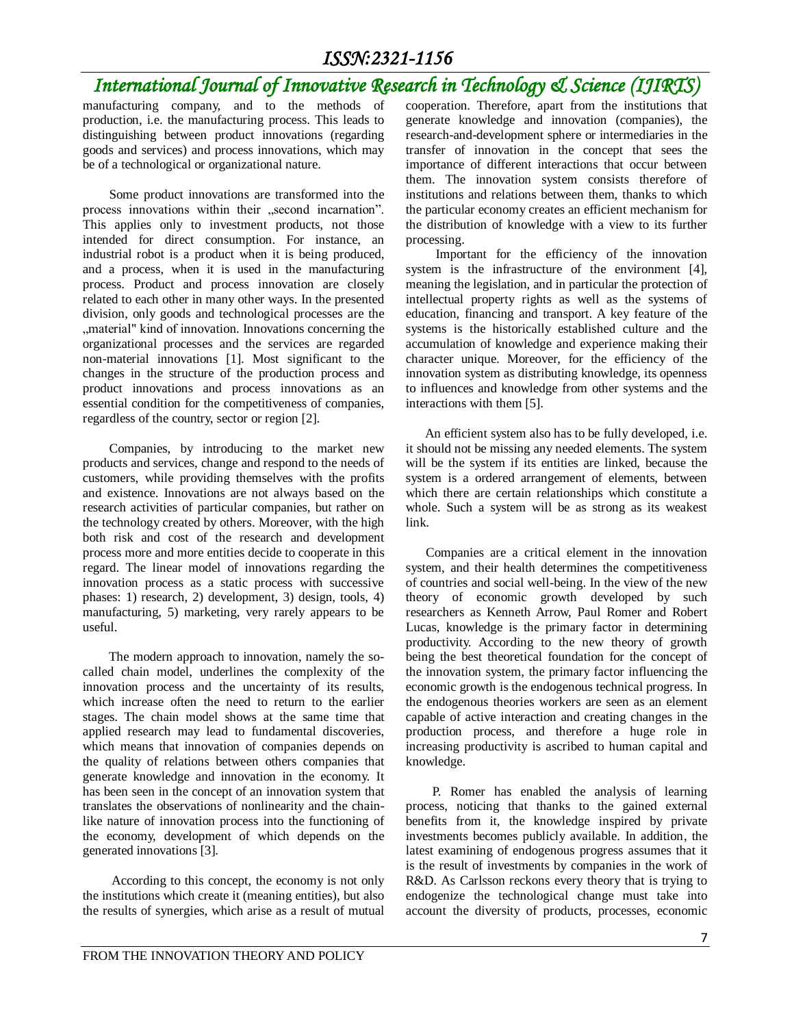manufacturing company, and to the methods of production, i.e. the manufacturing process. This leads to distinguishing between product innovations (regarding goods and services) and process innovations, which may be of a technological or organizational nature.

Some product innovations are transformed into the process innovations within their „second incarnation". This applies only to investment products, not those intended for direct consumption. For instance, an industrial robot is a product when it is being produced, and a process, when it is used in the manufacturing process. Product and process innovation are closely related to each other in many other ways. In the presented division, only goods and technological processes are the „material" kind of innovation. Innovations concerning the organizational processes and the services are regarded non-material innovations [1]. Most significant to the changes in the structure of the production process and product innovations and process innovations as an essential condition for the competitiveness of companies, regardless of the country, sector or region [2].

Companies, by introducing to the market new products and services, change and respond to the needs of customers, while providing themselves with the profits and existence. Innovations are not always based on the research activities of particular companies, but rather on the technology created by others. Moreover, with the high both risk and cost of the research and development process more and more entities decide to cooperate in this regard. The linear model of innovations regarding the innovation process as a static process with successive phases: 1) research, 2) development, 3) design, tools, 4) manufacturing, 5) marketing, very rarely appears to be useful.

The modern approach to innovation, namely the so-called chain model, underlines the complexity of the innovation process and the uncertainty of its results, which increase often the need to return to the earlier stages. The chain model shows at the same time that applied research may lead to fundamental discoveries, which means that innovation of companies depends on the quality of relations between others companies that generate knowledge and innovation in the economy. It has been seen in the concept of an innovation system that translates the observations of nonlinearity and the chain-like nature of innovation process into the functioning of the economy, development of which depends on the generated innovations [3].

According to this concept, the economy is not only the institutions which create it (meaning entities), but also the results of synergies, which arise as a result of mutual cooperation. Therefore, apart from the institutions that generate knowledge and innovation (companies), the research-and-development sphere or intermediaries in the transfer of innovation in the concept that sees the importance of different interactions that occur between them. The innovation system consists therefore of institutions and relations between them, thanks to which the particular economy creates an efficient mechanism for the distribution of knowledge with a view to its further processing.

Important for the efficiency of the innovation system is the infrastructure of the environment [4], meaning the legislation, and in particular the protection of intellectual property rights as well as the systems of education, financing and transport. A key feature of the systems is the historically established culture and the accumulation of knowledge and experience making their character unique. Moreover, for the efficiency of the innovation system as distributing knowledge, its openness to influences and knowledge from other systems and the interactions with them [5].

An efficient system also has to be fully developed, i.e. it should not be missing any needed elements. The system will be the system if its entities are linked, because the system is a ordered arrangement of elements, between which there are certain relationships which constitute a whole. Such a system will be as strong as its weakest link.

Companies are a critical element in the innovation system, and their health determines the competitiveness of countries and social well-being. In the view of the new theory of economic growth developed by such researchers as Kenneth Arrow, Paul Romer and Robert Lucas, knowledge is the primary factor in determining productivity. According to the new theory of growth being the best theoretical foundation for the concept of the innovation system, the primary factor influencing the economic growth is the endogenous technical progress. In the endogenous theories workers are seen as an element capable of active interaction and creating changes in the production process, and therefore a huge role in increasing productivity is ascribed to human capital and knowledge.

P. Romer has enabled the analysis of learning process, noticing that thanks to the gained external benefits from it, the knowledge inspired by private investments becomes publicly available. In addition, the latest examining of endogenous progress assumes that it is the result of investments by companies in the work of R&D. As Carlsson reckons every theory that is trying to endogenize the technological change must take into account the diversity of products, processes, economic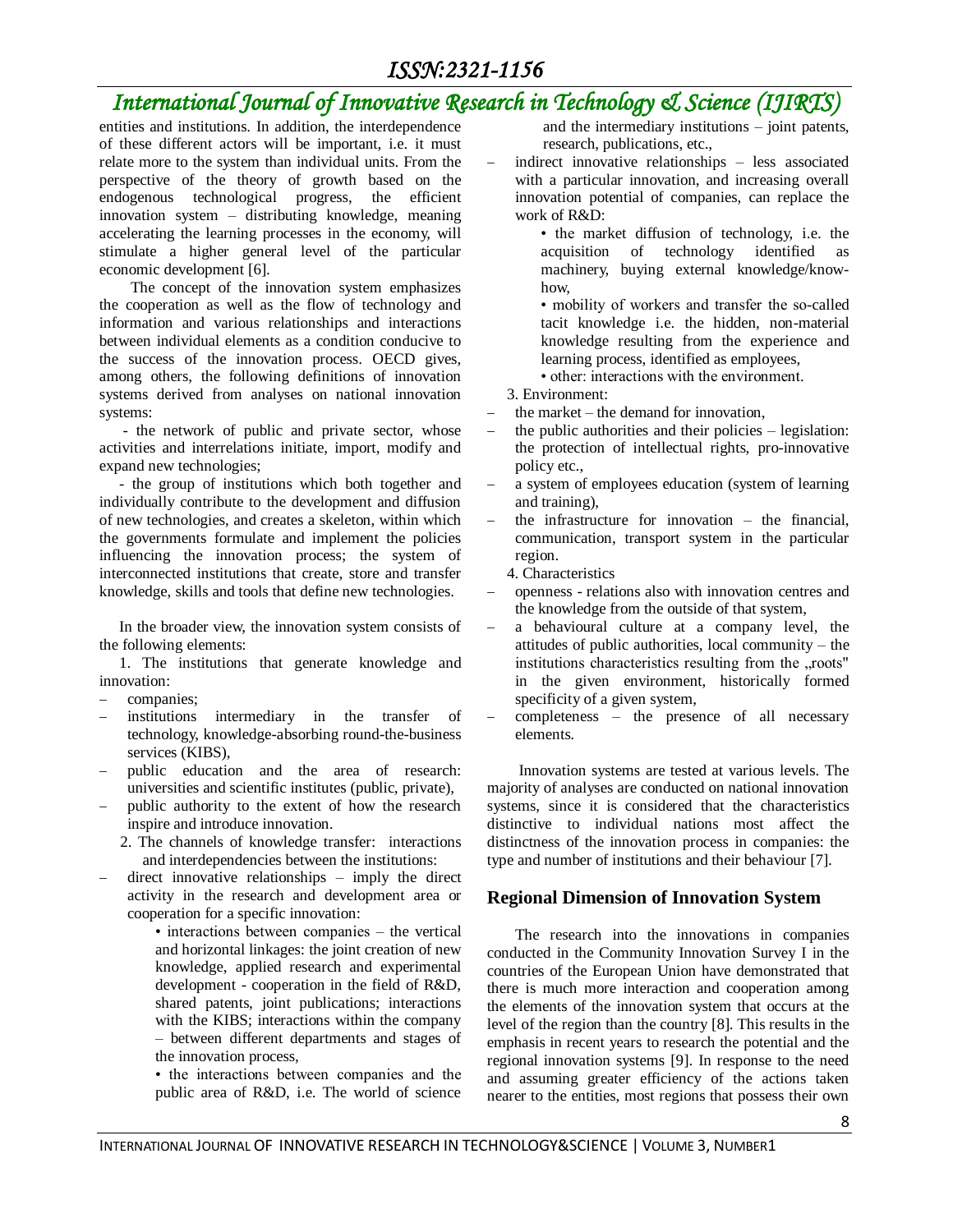entities and institutions. In addition, the interdependence of these different actors will be important, i.e. it must relate more to the system than individual units. From the perspective of the theory of growth based on the endogenous technological progress, the efficient innovation system – distributing knowledge, meaning accelerating the learning processes in the economy, will stimulate a higher general level of the particular economic development [6].

The concept of the innovation system emphasizes the cooperation as well as the flow of technology and information and various relationships and interactions between individual elements as a condition conducive to the success of the innovation process. OECD gives, among others, the following definitions of innovation systems derived from analyses on national innovation systems:

- the network of public and private sector, whose activities and interrelations initiate, import, modify and expand new technologies;

- the group of institutions which both together and individually contribute to the development and diffusion of new technologies, and creates a skeleton, within which the governments formulate and implement the policies influencing the innovation process; the system of interconnected institutions that create, store and transfer knowledge, skills and tools that define new technologies.

In the broader view, the innovation system consists of the following elements:

1. The institutions that generate knowledge and innovation:

- companies;
- institutions intermediary in the transfer of technology, knowledge-absorbing round-the-business services (KIBS),
- public education and the area of research: universities and scientific institutes (public, private),
- public authority to the extent of how the research inspire and introduce innovation.

2. The channels of knowledge transfer: interactions and interdependencies between the institutions:

- direct innovative relationships – imply the direct activity in the research and development area or cooperation for a specific innovation:
  - interactions between companies – the vertical and horizontal linkages: the joint creation of new knowledge, applied research and experimental development - cooperation in the field of R&D, shared patents, joint publications; interactions with the KIBS; interactions within the company – between different departments and stages of the innovation process,
  - the interactions between companies and the public area of R&D, i.e. The world of science and the intermediary institutions – joint patents, research, publications, etc.,
- indirect innovative relationships – less associated with a particular innovation, and increasing overall innovation potential of companies, can replace the work of R&D:
  - the market diffusion of technology, i.e. the acquisition of technology identified as machinery, buying external knowledge/know-how,
  - mobility of workers and transfer the so-called tacit knowledge i.e. the hidden, non-material knowledge resulting from the experience and learning process, identified as employees,
  - other: interactions with the environment.

3. Environment:

- the market – the demand for innovation,
- the public authorities and their policies – legislation: the protection of intellectual rights, pro-innovative policy etc.,
- a system of employees education (system of learning and training),
- the infrastructure for innovation – the financial, communication, transport system in the particular region.

4. Characteristics

- openness - relations also with innovation centres and the knowledge from the outside of that system,
- a behavioural culture at a company level, the attitudes of public authorities, local community – the institutions characteristics resulting from the „roots" in the given environment, historically formed specificity of a given system,
- completeness – the presence of all necessary elements.

Innovation systems are tested at various levels. The majority of analyses are conducted on national innovation systems, since it is considered that the characteristics distinctive to individual nations most affect the distinctness of the innovation process in companies: the type and number of institutions and their behaviour [7].

## Regional Dimension of Innovation System

The research into the innovations in companies conducted in the Community Innovation Survey I in the countries of the European Union have demonstrated that there is much more interaction and cooperation among the elements of the innovation system that occurs at the level of the region than the country [8]. This results in the emphasis in recent years to research the potential and the regional innovation systems [9]. In response to the need and assuming greater efficiency of the actions taken nearer to the entities, most regions that possess their own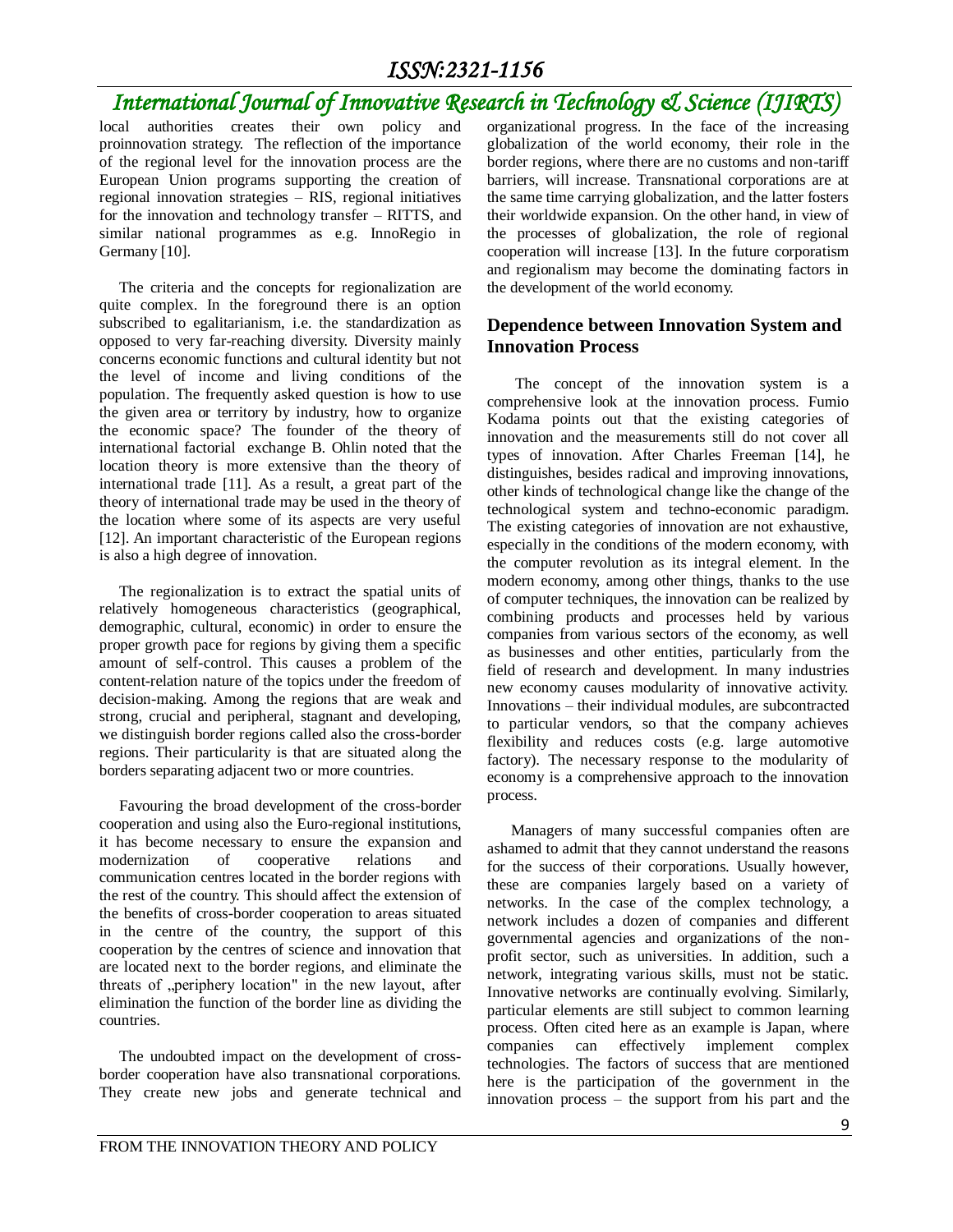local authorities creates their own policy and proinnovation strategy. The reflection of the importance of the regional level for the innovation process are the European Union programs supporting the creation of regional innovation strategies – RIS, regional initiatives for the innovation and technology transfer – RITTS, and similar national programmes as e.g. InnoRegio in Germany [10].

The criteria and the concepts for regionalization are quite complex. In the foreground there is an option subscribed to egalitarianism, i.e. the standardization as opposed to very far-reaching diversity. Diversity mainly concerns economic functions and cultural identity but not the level of income and living conditions of the population. The frequently asked question is how to use the given area or territory by industry, how to organize the economic space? The founder of the theory of international factorial exchange B. Ohlin noted that the location theory is more extensive than the theory of international trade [11]. As a result, a great part of the theory of international trade may be used in the theory of the location where some of its aspects are very useful [12]. An important characteristic of the European regions is also a high degree of innovation.

The regionalization is to extract the spatial units of relatively homogeneous characteristics (geographical, demographic, cultural, economic) in order to ensure the proper growth pace for regions by giving them a specific amount of self-control. This causes a problem of the content-relation nature of the topics under the freedom of decision-making. Among the regions that are weak and strong, crucial and peripheral, stagnant and developing, we distinguish border regions called also the cross-border regions. Their particularity is that are situated along the borders separating adjacent two or more countries.

Favouring the broad development of the cross-border cooperation and using also the Euro-regional institutions, it has become necessary to ensure the expansion and modernization of cooperative relations and communication centres located in the border regions with the rest of the country. This should affect the extension of the benefits of cross-border cooperation to areas situated in the centre of the country, the support of this cooperation by the centres of science and innovation that are located next to the border regions, and eliminate the threats of „periphery location" in the new layout, after elimination the function of the border line as dividing the countries.

The undoubted impact on the development of cross-border cooperation have also transnational corporations. They create new jobs and generate technical and organizational progress. In the face of the increasing globalization of the world economy, their role in the border regions, where there are no customs and non-tariff barriers, will increase. Transnational corporations are at the same time carrying globalization, and the latter fosters their worldwide expansion. On the other hand, in view of the processes of globalization, the role of regional cooperation will increase [13]. In the future corporatism and regionalism may become the dominating factors in the development of the world economy.

## Dependence between Innovation System and Innovation Process

The concept of the innovation system is a comprehensive look at the innovation process. Fumio Kodama points out that the existing categories of innovation and the measurements still do not cover all types of innovation. After Charles Freeman [14], he distinguishes, besides radical and improving innovations, other kinds of technological change like the change of the technological system and techno-economic paradigm. The existing categories of innovation are not exhaustive, especially in the conditions of the modern economy, with the computer revolution as its integral element. In the modern economy, among other things, thanks to the use of computer techniques, the innovation can be realized by combining products and processes held by various companies from various sectors of the economy, as well as businesses and other entities, particularly from the field of research and development. In many industries new economy causes modularity of innovative activity. Innovations – their individual modules, are subcontracted to particular vendors, so that the company achieves flexibility and reduces costs (e.g. large automotive factory). The necessary response to the modularity of economy is a comprehensive approach to the innovation process.

Managers of many successful companies often are ashamed to admit that they cannot understand the reasons for the success of their corporations. Usually however, these are companies largely based on a variety of networks. In the case of the complex technology, a network includes a dozen of companies and different governmental agencies and organizations of the non-profit sector, such as universities. In addition, such a network, integrating various skills, must not be static. Innovative networks are continually evolving. Similarly, particular elements are still subject to common learning process. Often cited here as an example is Japan, where companies can effectively implement complex technologies. The factors of success that are mentioned here is the participation of the government in the innovation process – the support from his part and the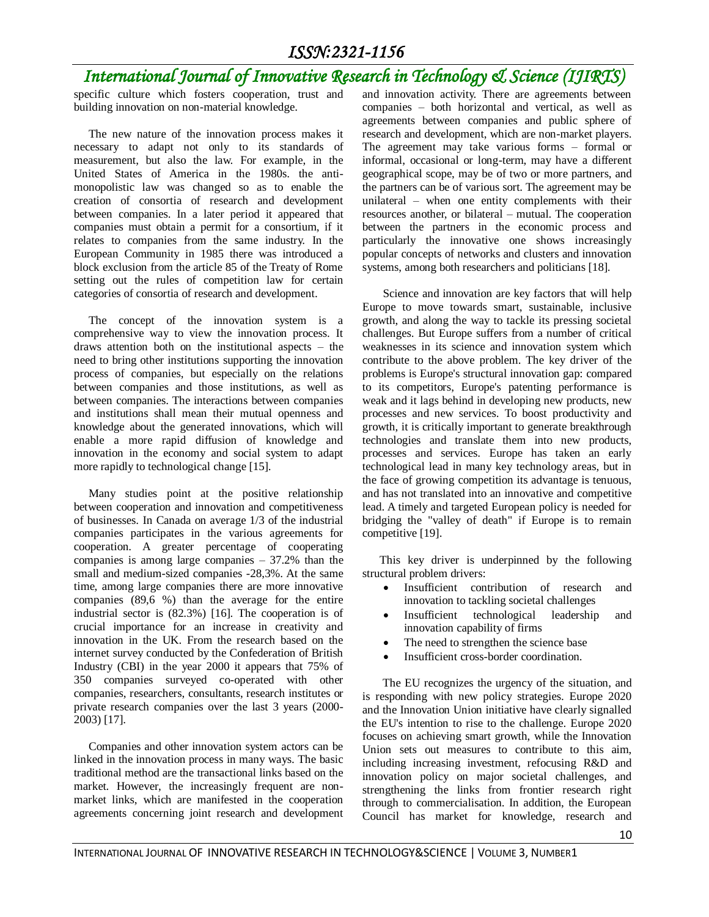specific culture which fosters cooperation, trust and building innovation on non-material knowledge.

The new nature of the innovation process makes it necessary to adapt not only to its standards of measurement, but also the law. For example, in the United States of America in the 1980s. the anti-monopolistic law was changed so as to enable the creation of consortia of research and development between companies. In a later period it appeared that companies must obtain a permit for a consortium, if it relates to companies from the same industry. In the European Community in 1985 there was introduced a block exclusion from the article 85 of the Treaty of Rome setting out the rules of competition law for certain categories of consortia of research and development.

The concept of the innovation system is a comprehensive way to view the innovation process. It draws attention both on the institutional aspects – the need to bring other institutions supporting the innovation process of companies, but especially on the relations between companies and those institutions, as well as between companies. The interactions between companies and institutions shall mean their mutual openness and knowledge about the generated innovations, which will enable a more rapid diffusion of knowledge and innovation in the economy and social system to adapt more rapidly to technological change [15].

Many studies point at the positive relationship between cooperation and innovation and competitiveness of businesses. In Canada on average 1/3 of the industrial companies participates in the various agreements for cooperation. A greater percentage of cooperating companies is among large companies – 37.2% than the small and medium-sized companies -28,3%. At the same time, among large companies there are more innovative companies (89,6 %) than the average for the entire industrial sector is (82.3%) [16]. The cooperation is of crucial importance for an increase in creativity and innovation in the UK. From the research based on the internet survey conducted by the Confederation of British Industry (CBI) in the year 2000 it appears that 75% of 350 companies surveyed co-operated with other companies, researchers, consultants, research institutes or private research companies over the last 3 years (2000-2003) [17].

Companies and other innovation system actors can be linked in the innovation process in many ways. The basic traditional method are the transactional links based on the market. However, the increasingly frequent are non-market links, which are manifested in the cooperation agreements concerning joint research and development and innovation activity. There are agreements between companies – both horizontal and vertical, as well as agreements between companies and public sphere of research and development, which are non-market players. The agreement may take various forms – formal or informal, occasional or long-term, may have a different geographical scope, may be of two or more partners, and the partners can be of various sort. The agreement may be unilateral – when one entity complements with their resources another, or bilateral – mutual. The cooperation between the partners in the economic process and particularly the innovative one shows increasingly popular concepts of networks and clusters and innovation systems, among both researchers and politicians [18].

Science and innovation are key factors that will help Europe to move towards smart, sustainable, inclusive growth, and along the way to tackle its pressing societal challenges. But Europe suffers from a number of critical weaknesses in its science and innovation system which contribute to the above problem. The key driver of the problems is Europe's structural innovation gap: compared to its competitors, Europe's patenting performance is weak and it lags behind in developing new products, new processes and new services. To boost productivity and growth, it is critically important to generate breakthrough technologies and translate them into new products, processes and services. Europe has taken an early technological lead in many key technology areas, but in the face of growing competition its advantage is tenuous, and has not translated into an innovative and competitive lead. A timely and targeted European policy is needed for bridging the "valley of death" if Europe is to remain competitive [19].

This key driver is underpinned by the following structural problem drivers:

- Insufficient contribution of research and innovation to tackling societal challenges
- Insufficient technological leadership and innovation capability of firms
- The need to strengthen the science base
- Insufficient cross-border coordination.

The EU recognizes the urgency of the situation, and is responding with new policy strategies. Europe 2020 and the Innovation Union initiative have clearly signalled the EU's intention to rise to the challenge. Europe 2020 focuses on achieving smart growth, while the Innovation Union sets out measures to contribute to this aim, including increasing investment, refocusing R&D and innovation policy on major societal challenges, and strengthening the links from frontier research right through to commercialisation. In addition, the European Council has market for knowledge, research and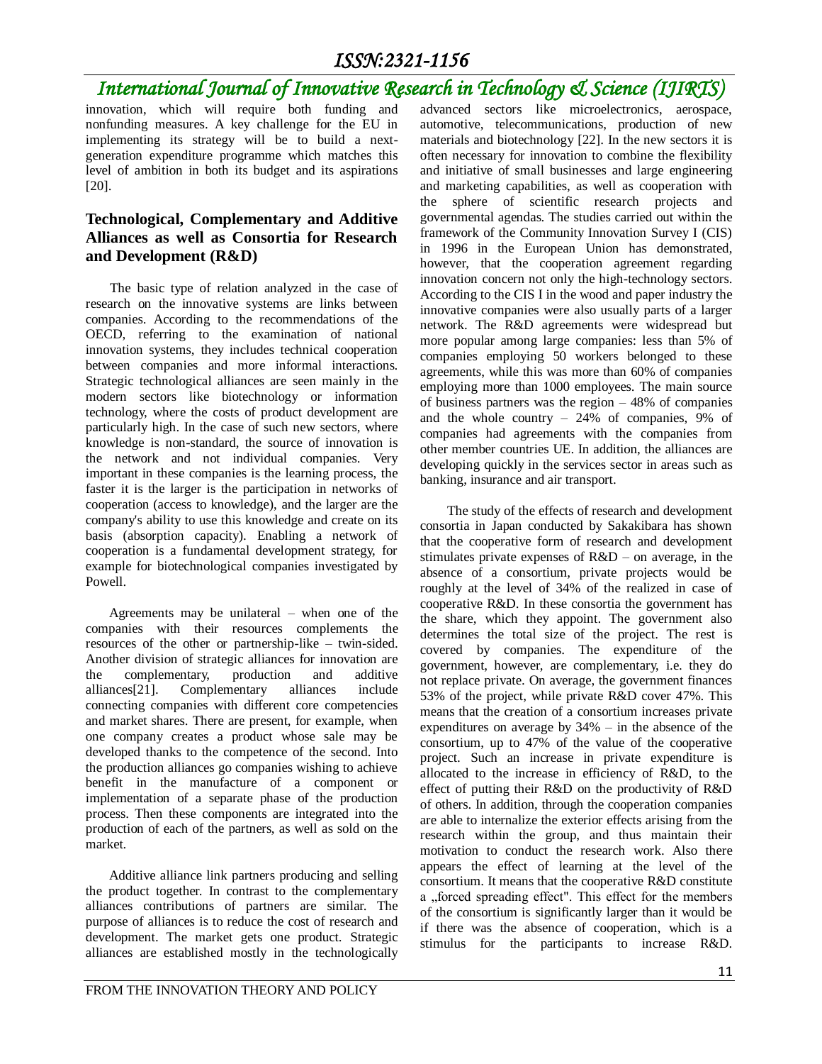innovation, which will require both funding and nonfunding measures. A key challenge for the EU in implementing its strategy will be to build a next-generation expenditure programme which matches this level of ambition in both its budget and its aspirations [20].

## Technological, Complementary and Additive Alliances as well as Consortia for Research and Development (R&D)

The basic type of relation analyzed in the case of research on the innovative systems are links between companies. According to the recommendations of the OECD, referring to the examination of national innovation systems, they includes technical cooperation between companies and more informal interactions. Strategic technological alliances are seen mainly in the modern sectors like biotechnology or information technology, where the costs of product development are particularly high. In the case of such new sectors, where knowledge is non-standard, the source of innovation is the network and not individual companies. Very important in these companies is the learning process, the faster it is the larger is the participation in networks of cooperation (access to knowledge), and the larger are the company's ability to use this knowledge and create on its basis (absorption capacity). Enabling a network of cooperation is a fundamental development strategy, for example for biotechnological companies investigated by Powell.

Agreements may be unilateral – when one of the companies with their resources complements the resources of the other or partnership-like – twin-sided. Another division of strategic alliances for innovation are the complementary, production and additive alliances[21]. Complementary alliances include connecting companies with different core competencies and market shares. There are present, for example, when one company creates a product whose sale may be developed thanks to the competence of the second. Into the production alliances go companies wishing to achieve benefit in the manufacture of a component or implementation of a separate phase of the production process. Then these components are integrated into the production of each of the partners, as well as sold on the market.

Additive alliance link partners producing and selling the product together. In contrast to the complementary alliances contributions of partners are similar. The purpose of alliances is to reduce the cost of research and development. The market gets one product. Strategic alliances are established mostly in the technologically advanced sectors like microelectronics, aerospace, automotive, telecommunications, production of new materials and biotechnology [22]. In the new sectors it is often necessary for innovation to combine the flexibility and initiative of small businesses and large engineering and marketing capabilities, as well as cooperation with the sphere of scientific research projects and governmental agendas. The studies carried out within the framework of the Community Innovation Survey I (CIS) in 1996 in the European Union has demonstrated, however, that the cooperation agreement regarding innovation concern not only the high-technology sectors. According to the CIS I in the wood and paper industry the innovative companies were also usually parts of a larger network. The R&D agreements were widespread but more popular among large companies: less than 5% of companies employing 50 workers belonged to these agreements, while this was more than 60% of companies employing more than 1000 employees. The main source of business partners was the region – 48% of companies and the whole country – 24% of companies, 9% of companies had agreements with the companies from other member countries UE. In addition, the alliances are developing quickly in the services sector in areas such as banking, insurance and air transport.

The study of the effects of research and development consortia in Japan conducted by Sakakibara has shown that the cooperative form of research and development stimulates private expenses of R&D – on average, in the absence of a consortium, private projects would be roughly at the level of 34% of the realized in case of cooperative R&D. In these consortia the government has the share, which they appoint. The government also determines the total size of the project. The rest is covered by companies. The expenditure of the government, however, are complementary, i.e. they do not replace private. On average, the government finances 53% of the project, while private R&D cover 47%. This means that the creation of a consortium increases private expenditures on average by 34% – in the absence of the consortium, up to 47% of the value of the cooperative project. Such an increase in private expenditure is allocated to the increase in efficiency of R&D, to the effect of putting their R&D on the productivity of R&D of others. In addition, through the cooperation companies are able to internalize the exterior effects arising from the research within the group, and thus maintain their motivation to conduct the research work. Also there appears the effect of learning at the level of the consortium. It means that the cooperative R&D constitute a „forced spreading effect". This effect for the members of the consortium is significantly larger than it would be if there was the absence of cooperation, which is a stimulus for the participants to increase R&D.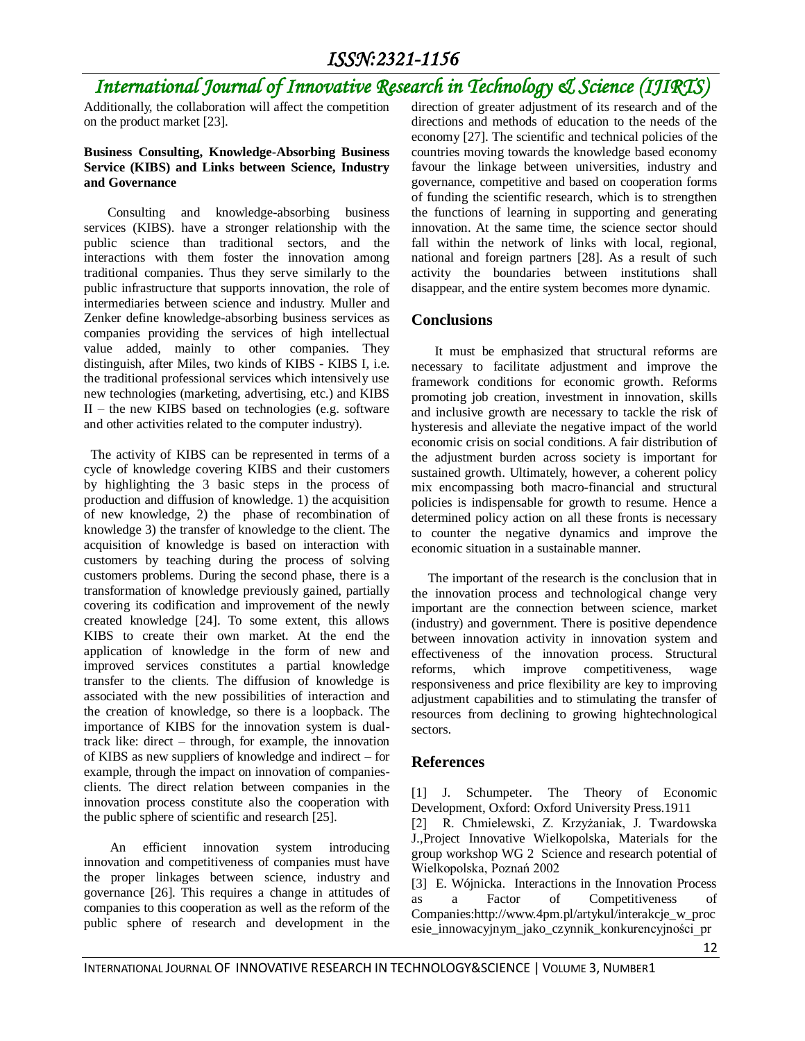Additionally, the collaboration will affect the competition on the product market [23].

**Business Consulting, Knowledge-Absorbing Business Service (KIBS) and Links between Science, Industry and Governance**

Consulting and knowledge-absorbing business services (KIBS). have a stronger relationship with the public science than traditional sectors, and the interactions with them foster the innovation among traditional companies. Thus they serve similarly to the public infrastructure that supports innovation, the role of intermediaries between science and industry. Muller and Zenker define knowledge-absorbing business services as companies providing the services of high intellectual value added, mainly to other companies. They distinguish, after Miles, two kinds of KIBS - KIBS I, i.e. the traditional professional services which intensively use new technologies (marketing, advertising, etc.) and KIBS II – the new KIBS based on technologies (e.g. software and other activities related to the computer industry).

The activity of KIBS can be represented in terms of a cycle of knowledge covering KIBS and their customers by highlighting the 3 basic steps in the process of production and diffusion of knowledge. 1) the acquisition of new knowledge, 2) the phase of recombination of knowledge 3) the transfer of knowledge to the client. The acquisition of knowledge is based on interaction with customers by teaching during the process of solving customers problems. During the second phase, there is a transformation of knowledge previously gained, partially covering its codification and improvement of the newly created knowledge [24]. To some extent, this allows KIBS to create their own market. At the end the application of knowledge in the form of new and improved services constitutes a partial knowledge transfer to the clients. The diffusion of knowledge is associated with the new possibilities of interaction and the creation of knowledge, so there is a loopback. The importance of KIBS for the innovation system is dual-track like: direct – through, for example, the innovation of KIBS as new suppliers of knowledge and indirect – for example, through the impact on innovation of companies-clients. The direct relation between companies in the innovation process constitute also the cooperation with the public sphere of scientific and research [25].

An efficient innovation system introducing innovation and competitiveness of companies must have the proper linkages between science, industry and governance [26]. This requires a change in attitudes of companies to this cooperation as well as the reform of the public sphere of research and development in the direction of greater adjustment of its research and of the directions and methods of education to the needs of the economy [27]. The scientific and technical policies of the countries moving towards the knowledge based economy favour the linkage between universities, industry and governance, competitive and based on cooperation forms of funding the scientific research, which is to strengthen the functions of learning in supporting and generating innovation. At the same time, the science sector should fall within the network of links with local, regional, national and foreign partners [28]. As a result of such activity the boundaries between institutions shall disappear, and the entire system becomes more dynamic.

## Conclusions

It must be emphasized that structural reforms are necessary to facilitate adjustment and improve the framework conditions for economic growth. Reforms promoting job creation, investment in innovation, skills and inclusive growth are necessary to tackle the risk of hysteresis and alleviate the negative impact of the world economic crisis on social conditions. A fair distribution of the adjustment burden across society is important for sustained growth. Ultimately, however, a coherent policy mix encompassing both macro-financial and structural policies is indispensable for growth to resume. Hence a determined policy action on all these fronts is necessary to counter the negative dynamics and improve the economic situation in a sustainable manner.

The important of the research is the conclusion that in the innovation process and technological change very important are the connection between science, market (industry) and government. There is positive dependence between innovation activity in innovation system and effectiveness of the innovation process. Structural reforms, which improve competitiveness, wage responsiveness and price flexibility are key to improving adjustment capabilities and to stimulating the transfer of resources from declining to growing hightechnological sectors.

## References

[1] J. Schumpeter. The Theory of Economic Development, Oxford: Oxford University Press.1911

[2] R. Chmielewski, Z. Krzyżaniak, J. Twardowska J.,Project Innovative Wielkopolska, Materials for the group workshop WG 2 Science and research potential of Wielkopolska, Poznań 2002

[3] E. Wójnicka. Interactions in the Innovation Process as a Factor of Competitiveness of Companies:http://www.4pm.pl/artykul/interakcje_w_procesie_innowacyjnym_jako_czynnik_konkurencyjności_pr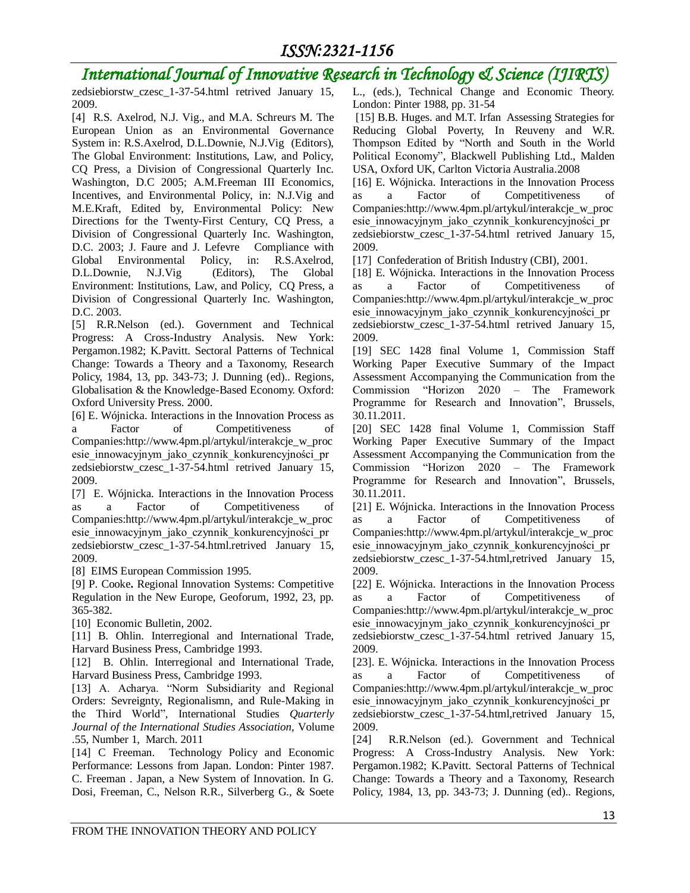zedsiebiorstw_czesc_1-37-54.html retrived January 15, 2009.

[4] R.S. Axelrod, N.J. Vig., and M.A. Schreurs M. The European Union as an Environmental Governance System in: R.S.Axelrod, D.L.Downie, N.J.Vig (Editors), The Global Environment: Institutions, Law, and Policy, CQ Press, a Division of Congressional Quarterly Inc. Washington, D.C 2005; A.M.Freeman III Economics, Incentives, and Environmental Policy, in: N.J.Vig and M.E.Kraft, Edited by, Environmental Policy: New Directions for the Twenty-First Century, CQ Press, a Division of Congressional Quarterly Inc. Washington, D.C. 2003; J. Faure and J. Lefevre Compliance with Global Environmental Policy, in: R.S.Axelrod, D.L.Downie, N.J.Vig (Editors), The Global Environment: Institutions, Law, and Policy, CQ Press, a Division of Congressional Quarterly Inc. Washington, D.C. 2003.

[5] R.R.Nelson (ed.). Government and Technical Progress: A Cross-Industry Analysis. New York: Pergamon.1982; K.Pavitt. Sectoral Patterns of Technical Change: Towards a Theory and a Taxonomy, Research Policy, 1984, 13, pp. 343-73; J. Dunning (ed).. Regions, Globalisation & the Knowledge-Based Economy. Oxford: Oxford University Press. 2000.

[6] E. Wójnicka. Interactions in the Innovation Process as a Factor of Competitiveness of Companies:http://www.4pm.pl/artykul/interakcje_w_procesie_innowacyjnym_jako_czynnik_konkurencyjności_przedsiebiorstw_czesc_1-37-54.html retrived January 15, 2009.

[7] E. Wójnicka. Interactions in the Innovation Process as a Factor of Competitiveness of Companies:http://www.4pm.pl/artykul/interakcje_w_procesie_innowacyjnym_jako_czynnik_konkurencyjności_przedsiebiorstw_czesc_1-37-54.html.retrived January 15, 2009.

[8] EIMS European Commission 1995.

[9] P. Cooke**.** Regional Innovation Systems: Competitive Regulation in the New Europe, Geoforum, 1992, 23, pp. 365-382.

[10] Economic Bulletin, 2002.

[11] B. Ohlin. Interregional and International Trade, Harvard Business Press, Cambridge 1993.

[12] B. Ohlin. Interregional and International Trade, Harvard Business Press, Cambridge 1993.

[13] A. Acharya. "Norm Subsidiarity and Regional Orders: Sevreignty, Regionalismn, and Rule-Making in the Third World", International Studies *Quarterly Journal of the International Studies Association*, Volume .55, Number 1, March. 2011

[14] C Freeman. Technology Policy and Economic Performance: Lessons from Japan. London: Pinter 1987. C. Freeman . Japan, a New System of Innovation. In G. Dosi, Freeman, C., Nelson R.R., Silverberg G., & Soete L., (eds.), Technical Change and Economic Theory. London: Pinter 1988, pp. 31-54

[15] B.B. Huges. and M.T. Irfan Assessing Strategies for Reducing Global Poverty, In Reuveny and W.R. Thompson Edited by "North and South in the World Political Economy", Blackwell Publishing Ltd., Malden USA, Oxford UK, Carlton Victoria Australia.2008

[16] E. Wójnicka. Interactions in the Innovation Process as a Factor of Competitiveness of Companies:http://www.4pm.pl/artykul/interakcje_w_procesie_innowacyjnym_jako_czynnik_konkurencyjności_przedsiebiorstw_czesc_1-37-54.html retrived January 15, 2009.

[17] Confederation of British Industry (CBI), 2001.

[18] E. Wójnicka. Interactions in the Innovation Process as a Factor of Competitiveness of Companies:http://www.4pm.pl/artykul/interakcje_w_procesie_innowacyjnym_jako_czynnik_konkurencyjności_przedsiebiorstw_czesc_1-37-54.html retrived January 15, 2009.

[19] SEC 1428 final Volume 1, Commission Staff Working Paper Executive Summary of the Impact Assessment Accompanying the Communication from the Commission "Horizon 2020 – The Framework Programme for Research and Innovation", Brussels, 30.11.2011.

[20] SEC 1428 final Volume 1, Commission Staff Working Paper Executive Summary of the Impact Assessment Accompanying the Communication from the Commission "Horizon 2020 – The Framework Programme for Research and Innovation", Brussels, 30.11.2011.

[21] E. Wójnicka. Interactions in the Innovation Process as a Factor of Competitiveness of Companies:http://www.4pm.pl/artykul/interakcje_w_procesie_innowacyjnym_jako_czynnik_konkurencyjności_przedsiebiorstw_czesc_1-37-54.html,retrived January 15, 2009.

[22] E. Wójnicka. Interactions in the Innovation Process as a Factor of Competitiveness of Companies:http://www.4pm.pl/artykul/interakcje_w_procesie_innowacyjnym_jako_czynnik_konkurencyjności_przedsiebiorstw_czesc_1-37-54.html retrived January 15, 2009.

[23]. E. Wójnicka. Interactions in the Innovation Process as a Factor of Competitiveness of Companies:http://www.4pm.pl/artykul/interakcje_w_procesie_innowacyjnym_jako_czynnik_konkurencyjności_przedsiebiorstw_czesc_1-37-54.html,retrived January 15, 2009.

[24] R.R.Nelson (ed.). Government and Technical Progress: A Cross-Industry Analysis. New York: Pergamon.1982; K.Pavitt. Sectoral Patterns of Technical Change: Towards a Theory and a Taxonomy, Research Policy, 1984, 13, pp. 343-73; J. Dunning (ed).. Regions,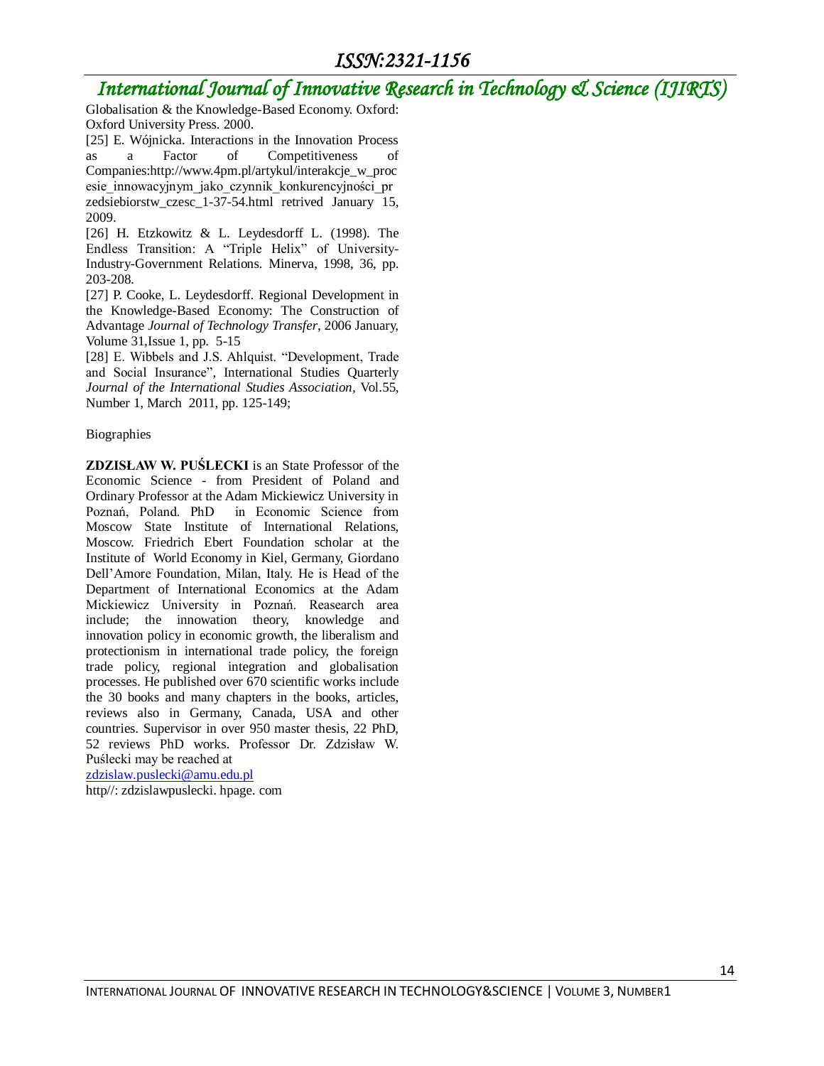Globalisation & the Knowledge-Based Economy. Oxford: Oxford University Press. 2000.

[25] E. Wójnicka. Interactions in the Innovation Process as a Factor of Competitiveness of Companies:http://www.4pm.pl/artykul/interakcje_w_procesie_innowacyjnym_jako_czynnik_konkurencyjności_przedsiebiorstw_czesc_1-37-54.html retrived January 15, 2009.

[26] H. Etzkowitz & L. Leydesdorff L. (1998). The Endless Transition: A "Triple Helix" of University-Industry-Government Relations. Minerva, 1998, 36, pp. 203-208.

[27] P. Cooke, L. Leydesdorff. Regional Development in the Knowledge-Based Economy: The Construction of Advantage *Journal of Technology Transfer*, 2006 January, Volume 31,Issue 1, pp. 5-15

[28] E. Wibbels and J.S. Ahlquist. "Development, Trade and Social Insurance", International Studies Quarterly *Journal of the International Studies Association*, Vol.55, Number 1, March 2011, pp. 125-149;

Biographies

**ZDZISŁAW W. PUŚLECKI** is an State Professor of the Economic Science - from President of Poland and Ordinary Professor at the Adam Mickiewicz University in Poznań, Poland. PhD in Economic Science from Moscow State Institute of International Relations, Moscow. Friedrich Ebert Foundation scholar at the Institute of World Economy in Kiel, Germany, Giordano Dell'Amore Foundation, Milan, Italy. He is Head of the Department of International Economics at the Adam Mickiewicz University in Poznań. Reasearch area include; the innovation theory, knowledge and innovation policy in economic growth, the liberalism and protectionism in international trade policy, the foreign trade policy, regional integration and globalisation processes. He published over 670 scientific works include the 30 books and many chapters in the books, articles, reviews also in Germany, Canada, USA and other countries. Supervisor in over 950 master thesis, 22 PhD, 52 reviews PhD works. Professor Dr. Zdzisław W. Puślecki may be reached at

zdzislaw.puslecki@amu.edu.pl

http//: zdzislawpuslecki. hpage. com